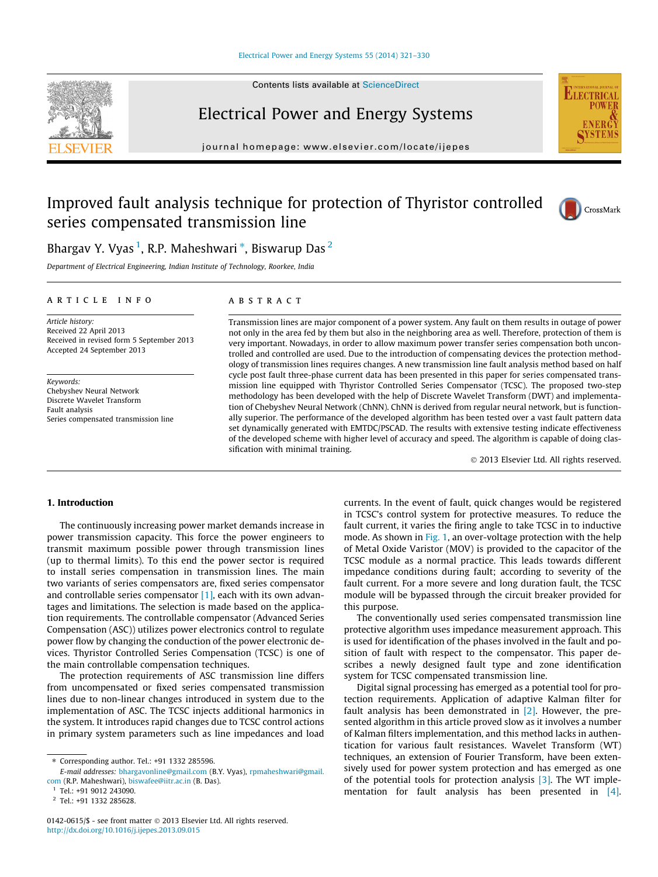Contents lists available at ScienceDirect

Electrical Power and Energy Systems

journal homepage: www.elsevier.com/locate/ijepes

# Improved fault analysis technique for protection of Thyristor controlled series compensated transmission line

Bhargav Y. Vyas [1], R.P. Maheshwari *, Biswarup Das [2]

*Department of Electrical Engineering, Indian Institute of Technology, Roorkee, India*

## ARTICLE INFO

*Article history:*
Received 22 April 2013
Received in revised form 5 September 2013
Accepted 24 September 2013

*Keywords:*
Chebyshev Neural Network
Discrete Wavelet Transform
Fault analysis
Series compensated transmission line

## ABSTRACT

Transmission lines are major component of a power system. Any fault on them results in outage of power not only in the area fed by them but also in the neighboring area as well. Therefore, protection of them is very important. Nowadays, in order to allow maximum power transfer series compensation both uncontrolled and controlled are used. Due to the introduction of compensating devices the protection methodology of transmission lines requires changes. A new transmission line fault analysis method based on half cycle post fault three-phase current data has been presented in this paper for series compensated transmission line equipped with Thyristor Controlled Series Compensator (TCSC). The proposed two-step methodology has been developed with the help of Discrete Wavelet Transform (DWT) and implementation of Chebyshev Neural Network (ChNN). ChNN is derived from regular neural network, but is functionally superior. The performance of the developed algorithm has been tested over a vast fault pattern data set dynamically generated with EMTDC/PSCAD. The results with extensive testing indicate effectiveness of the developed scheme with higher level of accuracy and speed. The algorithm is capable of doing classification with minimal training.

© 2013 Elsevier Ltd. All rights reserved.

## 1. Introduction

The continuously increasing power market demands increase in power transmission capacity. This force the power engineers to transmit maximum possible power through transmission lines (up to thermal limits). To this end the power sector is required to install series compensation in transmission lines. The main two variants of series compensators are, fixed series compensator and controllable series compensator [1], each with its own advantages and limitations. The selection is made based on the application requirements. The controllable compensator (Advanced Series Compensation (ASC)) utilizes power electronics control to regulate power flow by changing the conduction of the power electronic devices. Thyristor Controlled Series Compensation (TCSC) is one of the main controllable compensation techniques.

The protection requirements of ASC transmission line differs from uncompensated or fixed series compensated transmission lines due to non-linear changes introduced in system due to the implementation of ASC. The TCSC injects additional harmonics in the system. It introduces rapid changes due to TCSC control actions in primary system parameters such as line impedances and load currents. In the event of fault, quick changes would be registered in TCSC's control system for protective measures. To reduce the fault current, it varies the firing angle to take TCSC in to inductive mode. As shown in Fig. 1, an over-voltage protection with the help of Metal Oxide Varistor (MOV) is provided to the capacitor of the TCSC module as a normal practice. This leads towards different impedance conditions during fault; according to severity of the fault current. For a more severe and long duration fault, the TCSC module will be bypassed through the circuit breaker provided for this purpose.

The conventionally used series compensated transmission line protective algorithm uses impedance measurement approach. This is used for identification of the phases involved in the fault and position of fault with respect to the compensator. This paper describes a newly designed fault type and zone identification system for TCSC compensated transmission line.

Digital signal processing has emerged as a potential tool for protection requirements. Application of adaptive Kalman filter for fault analysis has been demonstrated in [2]. However, the presented algorithm in this article proved slow as it involves a number of Kalman filters implementation, and this method lacks in authentication for various fault resistances. Wavelet Transform (WT) techniques, an extension of Fourier Transform, have been extensively used for power system protection and has emerged as one of the potential tools for protection analysis [3]. The WT implementation for fault analysis has been presented in [4].

---

* Corresponding author. Tel.: +91 1332 285596.
*E-mail addresses:* bhargavonline@gmail.com (B.Y. Vyas), rpmaheshwari@gmail.com (R.P. Maheshwari), biswafee@iitr.ac.in (B. Das).
[1] Tel.: +91 9012 243090.
[2] Tel.: +91 1332 285628.

0142-0615/$ - see front matter © 2013 Elsevier Ltd. All rights reserved.
http://dx.doi.org/10.1016/j.ijepes.2013.09.015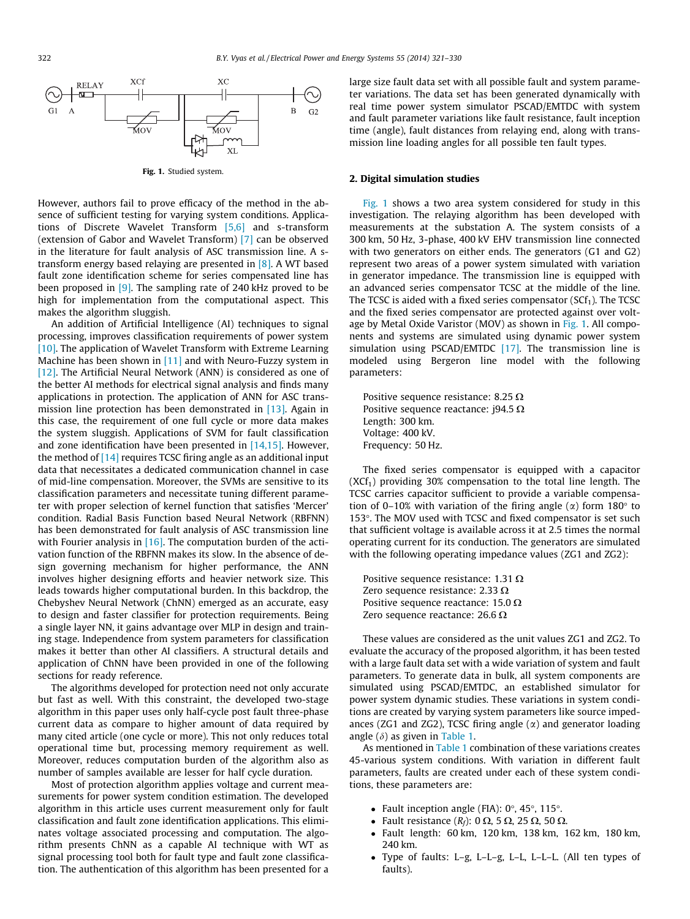RELAY

XCf

XC

G1 A

MOV

MOV

XL

B G2

**Fig. 1.** Studied system.

However, authors fail to prove efficacy of the method in the absence of sufficient testing for varying system conditions. Applications of Discrete Wavelet Transform [5,6] and s-transform (extension of Gabor and Wavelet Transform) [7] can be observed in the literature for fault analysis of ASC transmission line. A s-transform energy based relaying are presented in [8]. A WT based fault zone identification scheme for series compensated line has been proposed in [9]. The sampling rate of 240 kHz proved to be high for implementation from the computational aspect. This makes the algorithm sluggish.

An addition of Artificial Intelligence (AI) techniques to signal processing, improves classification requirements of power system [10]. The application of Wavelet Transform with Extreme Learning Machine has been shown in [11] and with Neuro-Fuzzy system in [12]. The Artificial Neural Network (ANN) is considered as one of the better AI methods for electrical signal analysis and finds many applications in protection. The application of ANN for ASC transmission line protection has been demonstrated in [13]. Again in this case, the requirement of one full cycle or more data makes the system sluggish. Applications of SVM for fault classification and zone identification have been presented in [14,15]. However, the method of [14] requires TCSC firing angle as an additional input data that necessitates a dedicated communication channel in case of mid-line compensation. Moreover, the SVMs are sensitive to its classification parameters and necessitate tuning different parameter with proper selection of kernel function that satisfies 'Mercer' condition. Radial Basis Function based Neural Network (RBFNN) has been demonstrated for fault analysis of ASC transmission line with Fourier analysis in [16]. The computation burden of the activation function of the RBFNN makes its slow. In the absence of design governing mechanism for higher performance, the ANN involves higher designing efforts and heavier network size. This leads towards higher computational burden. In this backdrop, the Chebyshev Neural Network (ChNN) emerged as an accurate, easy to design and faster classifier for protection requirements. Being a single layer NN, it gains advantage over MLP in design and training stage. Independence from system parameters for classification makes it better than other AI classifiers. A structural details and application of ChNN have been provided in one of the following sections for ready reference.

The algorithms developed for protection need not only accurate but fast as well. With this constraint, the developed two-stage algorithm in this paper uses only half-cycle post fault three-phase current data as compare to higher amount of data required by many cited article (one cycle or more). This not only reduces total operational time but, processing memory requirement as well. Moreover, reduces computation burden of the algorithm also as number of samples available are lesser for half cycle duration.

Most of protection algorithm applies voltage and current measurements for power system condition estimation. The developed algorithm in this article uses current measurement only for fault classification and fault zone identification applications. This eliminates voltage associated processing and computation. The algorithm presents ChNN as a capable AI technique with WT as signal processing tool both for fault type and fault zone classification. The authentication of this algorithm has been presented for a large size fault data set with all possible fault and system parameter variations. The data set has been generated dynamically with real time power system simulator PSCAD/EMTDC with system and fault parameter variations like fault resistance, fault inception time (angle), fault distances from relaying end, along with transmission line loading angles for all possible ten fault types.

## 2. Digital simulation studies

Fig. 1 shows a two area system considered for study in this investigation. The relaying algorithm has been developed with measurements at the substation A. The system consists of a 300 km, 50 Hz, 3-phase, 400 kV EHV transmission line connected with two generators on either ends. The generators (G1 and G2) represent two areas of a power system simulated with variation in generator impedance. The transmission line is equipped with an advanced series compensator TCSC at the middle of the line. The TCSC is aided with a fixed series compensator ($SCf_1$). The TCSC and the fixed series compensator are protected against over voltage by Metal Oxide Varistor (MOV) as shown in Fig. 1. All components and systems are simulated using dynamic power system simulation using PSCAD/EMTDC [17]. The transmission line is modeled using Bergeron line model with the following parameters:

Positive sequence resistance: 8.25 Ω
Positive sequence reactance: j94.5 Ω
Length: 300 km.
Voltage: 400 kV.
Frequency: 50 Hz.

The fixed series compensator is equipped with a capacitor ($XCf_1$) providing 30% compensation to the total line length. The TCSC carries capacitor sufficient to provide a variable compensation of 0–10% with variation of the firing angle ($\alpha$) form 180° to 153°. The MOV used with TCSC and fixed compensator is set such that sufficient voltage is available across it at 2.5 times the normal operating current for its conduction. The generators are simulated with the following operating impedance values (ZG1 and ZG2):

Positive sequence resistance: 1.31 Ω
Zero sequence resistance: 2.33 Ω
Positive sequence reactance: 15.0 Ω
Zero sequence reactance: 26.6 Ω

These values are considered as the unit values ZG1 and ZG2. To evaluate the accuracy of the proposed algorithm, it has been tested with a large fault data set with a wide variation of system and fault parameters. To generate data in bulk, all system components are simulated using PSCAD/EMTDC, an established simulator for power system dynamic studies. These variations in system conditions are created by varying system parameters like source impedances (ZG1 and ZG2), TCSC firing angle ($\alpha$) and generator loading angle ($\delta$) as given in Table 1.

As mentioned in Table 1 combination of these variations creates 45-various system conditions. With variation in different fault parameters, faults are created under each of these system conditions, these parameters are:

- Fault inception angle (FIA): 0°, 45°, 115°.
- Fault resistance ($R_f$): 0 Ω, 5 Ω, 25 Ω, 50 Ω.
- Fault length: 60 km, 120 km, 138 km, 162 km, 180 km, 240 km.
- Type of faults: L–g, L–L–g, L–L, L–L–L. (All ten types of faults).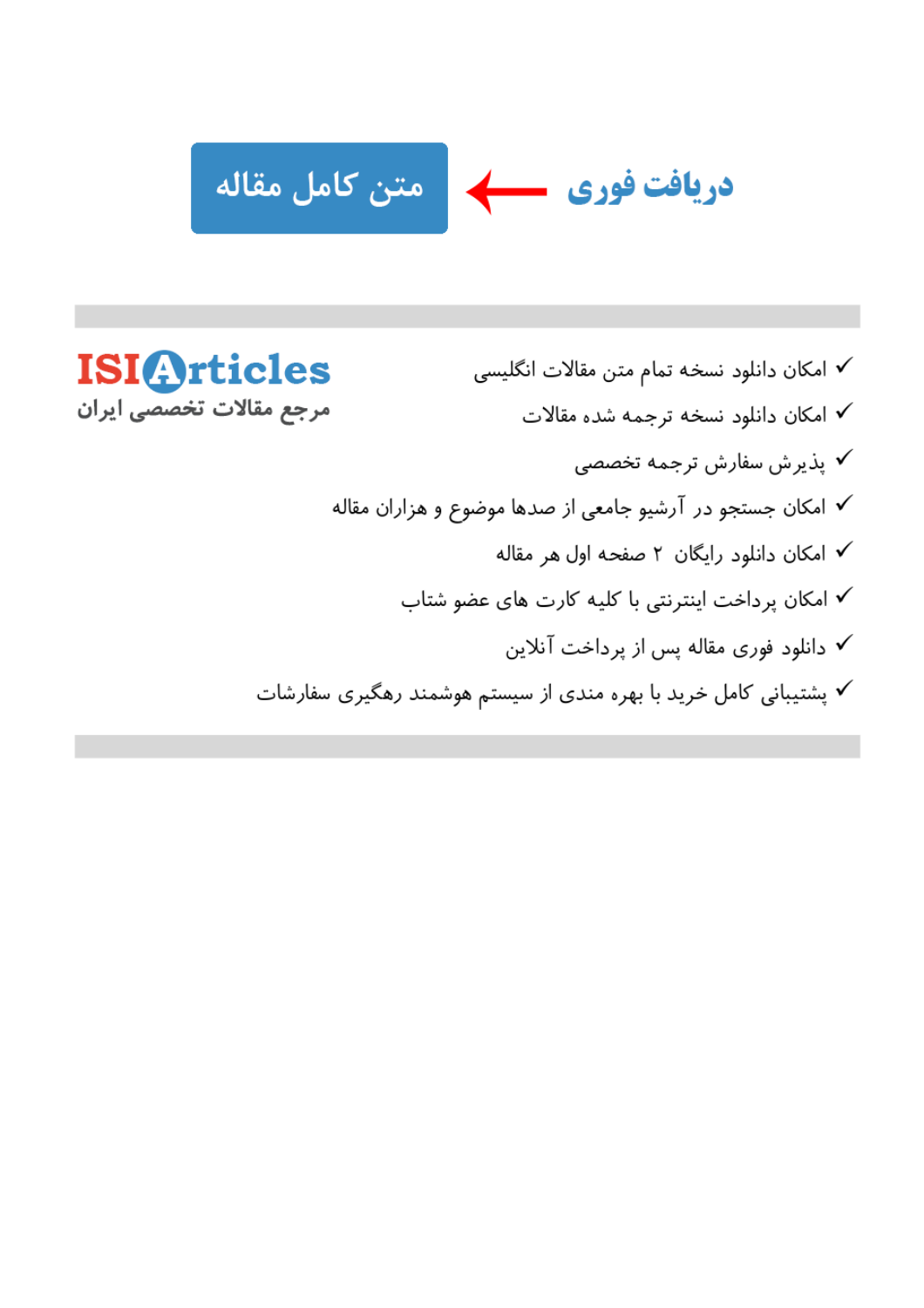دریافت فوری ← متن کامل مقاله

**ISIArticles**
مرجع مقالات تخصصی ایران

- ✓ امکان دانلود نسخه تمام متن مقالات انگلیسی
- ✓ امکان دانلود نسخه ترجمه شده مقالات
- ✓ پذیرش سفارش ترجمه تخصصی
- ✓ امکان جستجو در آرشیو جامعی از صدها موضوع و هزاران مقاله
- ✓ امکان دانلود رایگان ۲ صفحه اول هر مقاله
- ✓ امکان پرداخت اینترنتی با کلیه کارت های عضو شتاب
- ✓ دانلود فوری مقاله پس از پرداخت آنلاین
- ✓ پشتیبانی کامل خرید با بهره مندی از سیستم هوشمند رهگیری سفارشات